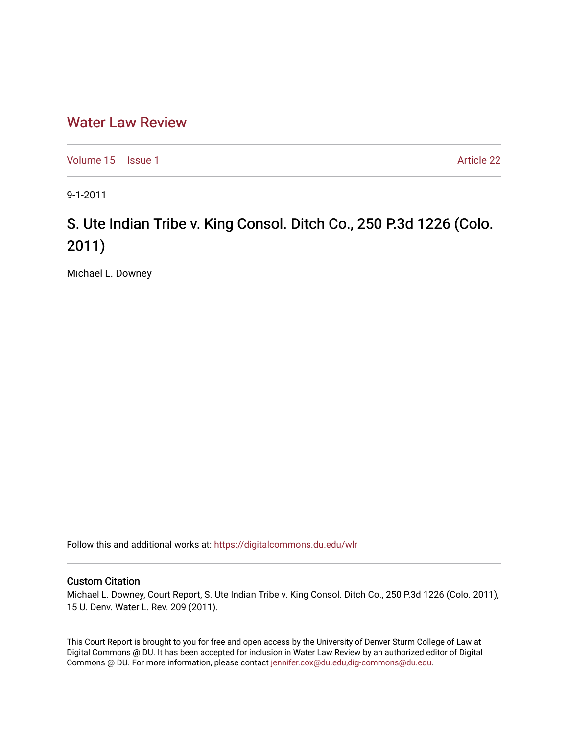# Water Law Review

Volume 15 | Issue 1 | Article 22

9-1-2011

## S. Ute Indian Tribe v. King Consol. Ditch Co., 250 P.3d 1226 (Colo. 2011)

Michael L. Downey

Follow this and additional works at: https://digitalcommons.du.edu/wlr

### Custom Citation

Michael L. Downey, Court Report, S. Ute Indian Tribe v. King Consol. Ditch Co., 250 P.3d 1226 (Colo. 2011), 15 U. Denv. Water L. Rev. 209 (2011).

This Court Report is brought to you for free and open access by the University of Denver Sturm College of Law at Digital Commons @ DU. It has been accepted for inclusion in Water Law Review by an authorized editor of Digital Commons @ DU. For more information, please contact jennifer.cox@du.edu,dig-commons@du.edu.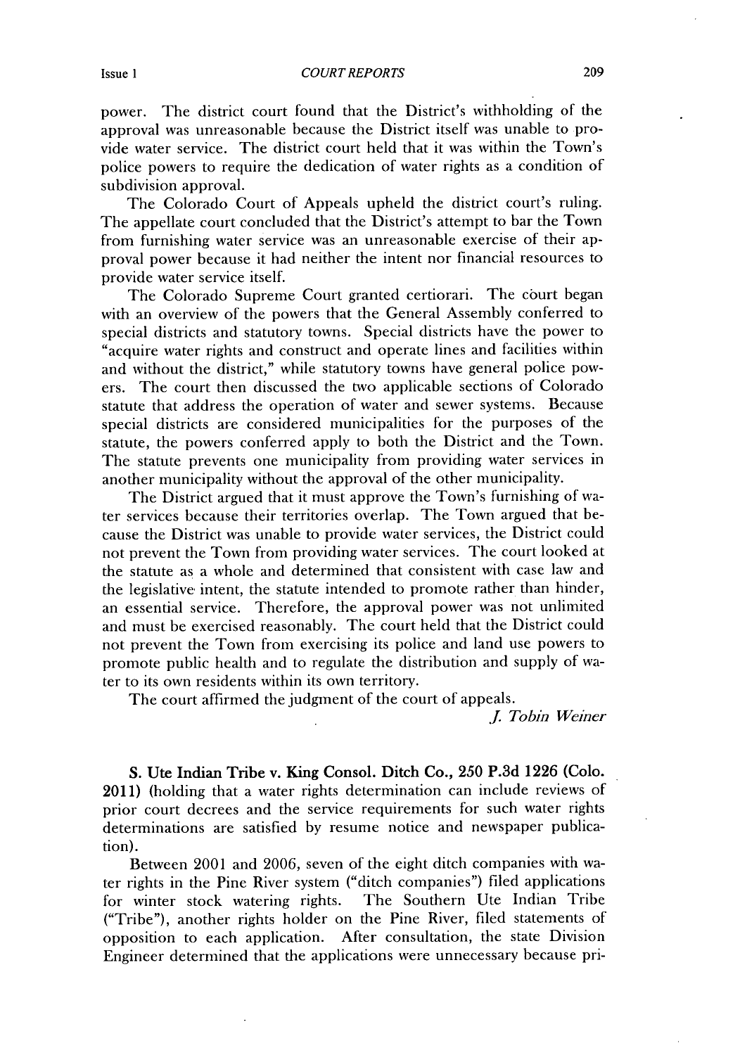power. The district court found that the District's withholding of the approval was unreasonable because the District itself was unable to provide water service. The district court held that it was within the Town's police powers to require the dedication of water rights as a condition of subdivision approval.

The Colorado Court of Appeals upheld the district court's ruling. The appellate court concluded that the District's attempt to bar the Town from furnishing water service was an unreasonable exercise of their approval power because it had neither the intent nor financial resources to provide water service itself.

The Colorado Supreme Court granted certiorari. The court began with an overview of the powers that the General Assembly conferred to special districts and statutory towns. Special districts have the power to "acquire water rights and construct and operate lines and facilities within and without the district," while statutory towns have general police powers. The court then discussed the two applicable sections of Colorado statute that address the operation of water and sewer systems. Because special districts are considered municipalities for the purposes of the statute, the powers conferred apply to both the District and the Town. The statute prevents one municipality from providing water services in another municipality without the approval of the other municipality.

The District argued that it must approve the Town's furnishing of water services because their territories overlap. The Town argued that because the District was unable to provide water services, the District could not prevent the Town from providing water services. The court looked at the statute as a whole and determined that consistent with case law and the legislative intent, the statute intended to promote rather than hinder, an essential service. Therefore, the approval power was not unlimited and must be exercised reasonably. The court held that the District could not prevent the Town from exercising its police and land use powers to promote public health and to regulate the distribution and supply of water to its own residents within its own territory.

The court affirmed the judgment of the court of appeals.

*J. Tobin Weiner*

**S. Ute Indian Tribe v. King Consol. Ditch Co., 250 P.3d 1226 (Colo. 2011)** (holding that a water rights determination can include reviews of prior court decrees and the service requirements for such water rights determinations are satisfied by resume notice and newspaper publication).

Between 2001 and 2006, seven of the eight ditch companies with water rights in the Pine River system ("ditch companies") filed applications for winter stock watering rights. The Southern Ute Indian Tribe ("Tribe"), another rights holder on the Pine River, filed statements of opposition to each application. After consultation, the state Division Engineer determined that the applications were unnecessary because pri-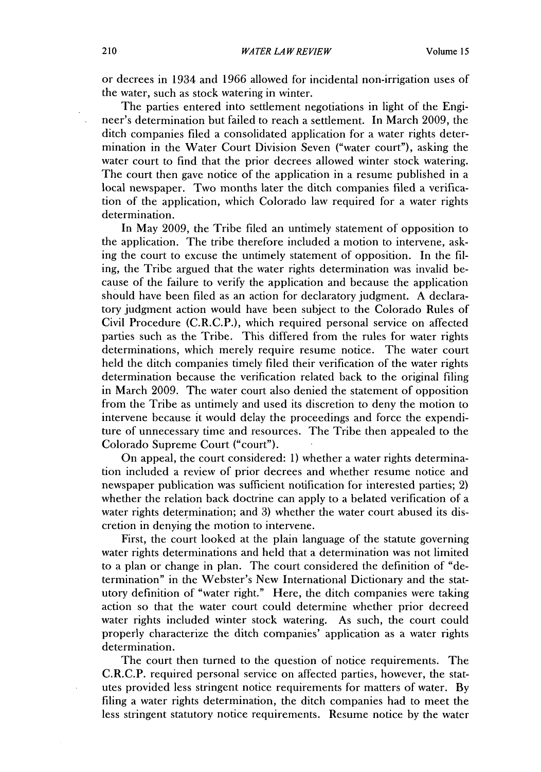or decrees in 1934 and 1966 allowed for incidental non-irrigation uses of the water, such as stock watering in winter.

The parties entered into settlement negotiations in light of the Engineer's determination but failed to reach a settlement. In March 2009, the ditch companies filed a consolidated application for a water rights determination in the Water Court Division Seven ("water court"), asking the water court to find that the prior decrees allowed winter stock watering. The court then gave notice of the application in a resume published in a local newspaper. Two months later the ditch companies filed a verification of the application, which Colorado law required for a water rights determination.

In May 2009, the Tribe filed an untimely statement of opposition to the application. The tribe therefore included a motion to intervene, asking the court to excuse the untimely statement of opposition. In the filing, the Tribe argued that the water rights determination was invalid because of the failure to verify the application and because the application should have been filed as an action for declaratory judgment. A declaratory judgment action would have been subject to the Colorado Rules of Civil Procedure (C.R.C.P.), which required personal service on affected parties such as the Tribe. This differed from the rules for water rights determinations, which merely require resume notice. The water court held the ditch companies timely filed their verification of the water rights determination because the verification related back to the original filing in March 2009. The water court also denied the statement of opposition from the Tribe as untimely and used its discretion to deny the motion to intervene because it would delay the proceedings and force the expenditure of unnecessary time and resources. The Tribe then appealed to the Colorado Supreme Court ("court").

On appeal, the court considered: 1) whether a water rights determination included a review of prior decrees and whether resume notice and newspaper publication was sufficient notification for interested parties; 2) whether the relation back doctrine can apply to a belated verification of a water rights determination; and 3) whether the water court abused its discretion in denying the motion to intervene.

First, the court looked at the plain language of the statute governing water rights determinations and held that a determination was not limited to a plan or change in plan. The court considered the definition of "determination" in the Webster's New International Dictionary and the statutory definition of "water right." Here, the ditch companies were taking action so that the water court could determine whether prior decreed water rights included winter stock watering. As such, the court could properly characterize the ditch companies' application as a water rights determination.

The court then turned to the question of notice requirements. The C.R.C.P. required personal service on affected parties, however, the statutes provided less stringent notice requirements for matters of water. By filing a water rights determination, the ditch companies had to meet the less stringent statutory notice requirements. Resume notice by the water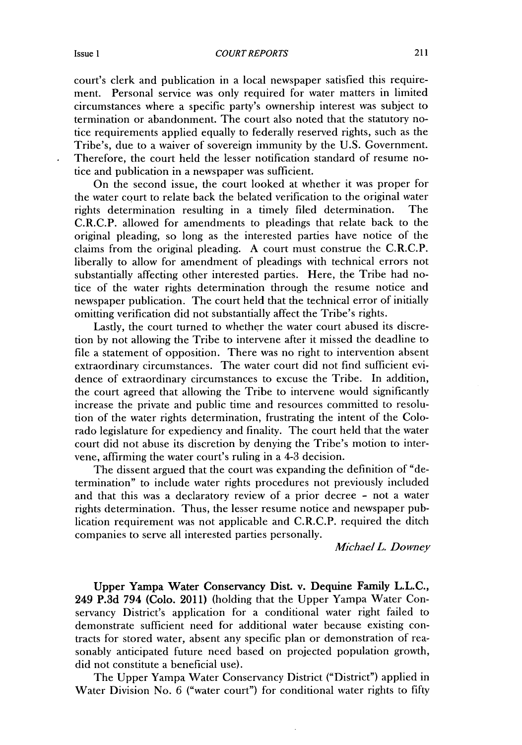court's clerk and publication in a local newspaper satisfied this requirement. Personal service was only required for water matters in limited circumstances where a specific party's ownership interest was subject to termination or abandonment. The court also noted that the statutory notice requirements applied equally to federally reserved rights, such as the Tribe's, due to a waiver of sovereign immunity by the U.S. Government. Therefore, the court held the lesser notification standard of resume notice and publication in a newspaper was sufficient.

On the second issue, the court looked at whether it was proper for the water court to relate back the belated verification to the original water rights determination resulting in a timely filed determination. The C.R.C.P. allowed for amendments to pleadings that relate back to the original pleading, so long as the interested parties have notice of the claims from the original pleading. A court must construe the C.R.C.P. liberally to allow for amendment of pleadings with technical errors not substantially affecting other interested parties. Here, the Tribe had notice of the water rights determination through the resume notice and newspaper publication. The court held that the technical error of initially omitting verification did not substantially affect the Tribe's rights.

Lastly, the court turned to whether the water court abused its discretion by not allowing the Tribe to intervene after it missed the deadline to file a statement of opposition. There was no right to intervention absent extraordinary circumstances. The water court did not find sufficient evidence of extraordinary circumstances to excuse the Tribe. In addition, the court agreed that allowing the Tribe to intervene would significantly increase the private and public time and resources committed to resolution of the water rights determination, frustrating the intent of the Colorado legislature for expediency and finality. The court held that the water court did not abuse its discretion by denying the Tribe's motion to intervene, affirming the water court's ruling in a 4-3 decision.

The dissent argued that the court was expanding the definition of "determination" to include water rights procedures not previously included and that this was a declaratory review of a prior decree - not a water rights determination. Thus, the lesser resume notice and newspaper publication requirement was not applicable and C.R.C.P. required the ditch companies to serve all interested parties personally.

*Michael L. Downey*

**Upper Yampa Water Conservancy Dist. v. Dequine Family L.L.C., 249 P.3d 794 (Colo. 2011)** (holding that the Upper Yampa Water Conservancy District's application for a conditional water right failed to demonstrate sufficient need for additional water because existing contracts for stored water, absent any specific plan or demonstration of reasonably anticipated future need based on projected population growth, did not constitute a beneficial use).

The Upper Yampa Water Conservancy District ("District") applied in Water Division No. 6 ("water court") for conditional water rights to fifty